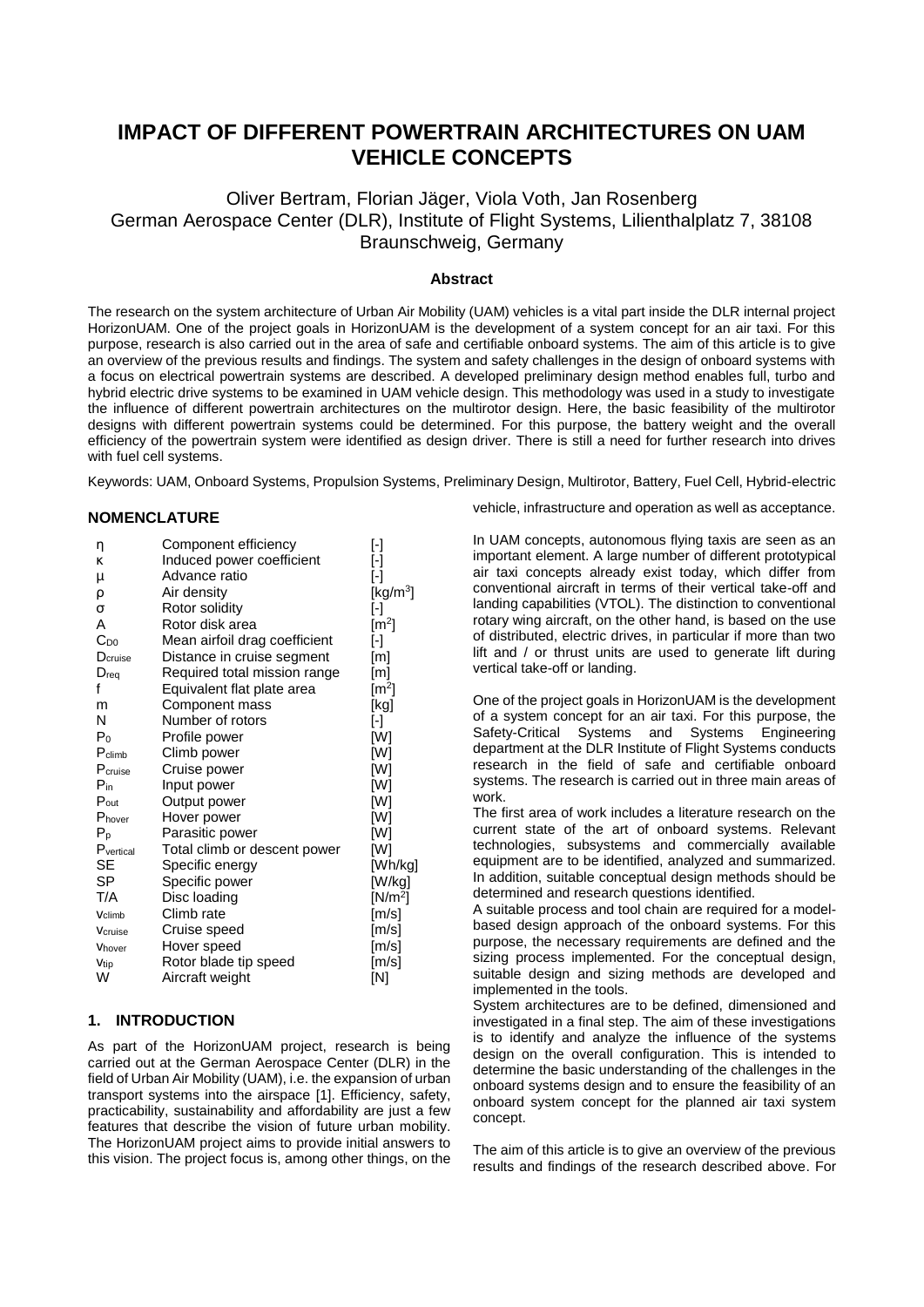# IMPACT OF DIFFERENT POWERTRAIN ARCHITECTURES ON UAM VEHICLE CONCEPTS

Oliver Bertram, Florian Jäger, Viola Voth, Jan Rosenberg
German Aerospace Center (DLR), Institute of Flight Systems, Lilienthalplatz 7, 38108 Braunschweig, Germany

### Abstract

The research on the system architecture of Urban Air Mobility (UAM) vehicles is a vital part inside the DLR internal project HorizonUAM. One of the project goals in HorizonUAM is the development of a system concept for an air taxi. For this purpose, research is also carried out in the area of safe and certifiable onboard systems. The aim of this article is to give an overview of the previous results and findings. The system and safety challenges in the design of onboard systems with a focus on electrical powertrain systems are described. A developed preliminary design method enables full, turbo and hybrid electric drive systems to be examined in UAM vehicle design. This methodology was used in a study to investigate the influence of different powertrain architectures on the multirotor design. Here, the basic feasibility of the multirotor designs with different powertrain systems could be determined. For this purpose, the battery weight and the overall efficiency of the powertrain system were identified as design driver. There is still a need for further research into drives with fuel cell systems.

Keywords: UAM, Onboard Systems, Propulsion Systems, Preliminary Design, Multirotor, Battery, Fuel Cell, Hybrid-electric

## NOMENCLATURE

| Symbol | Description | Unit |
|---|---|---|
| $\eta$ | Component efficiency | [-] |
| $\kappa$ | Induced power coefficient | [-] |
| $\mu$ | Advance ratio | [-] |
| $\rho$ | Air density | [kg/m$^3$] |
| $\sigma$ | Rotor solidity | [-] |
| $A$ | Rotor disk area | [m$^2$] |
| $C_{D0}$ | Mean airfoil drag coefficient | [-] |
| $D_{cruise}$ | Distance in cruise segment | [m] |
| $D_{req}$ | Required total mission range | [m] |
| $f$ | Equivalent flat plate area | [m$^2$] |
| $m$ | Component mass | [kg] |
| $N$ | Number of rotors | [-] |
| $P_0$ | Profile power | [W] |
| $P_{climb}$ | Climb power | [W] |
| $P_{cruise}$ | Cruise power | [W] |
| $P_{in}$ | Input power | [W] |
| $P_{out}$ | Output power | [W] |
| $P_{hover}$ | Hover power | [W] |
| $P_p$ | Parasitic power | [W] |
| $P_{vertical}$ | Total climb or descent power | [W] |
| SE | Specific energy | [Wh/kg] |
| SP | Specific power | [W/kg] |
| T/A | Disc loading | [N/m$^2$] |
| $v_{climb}$ | Climb rate | [m/s] |
| $v_{cruise}$ | Cruise speed | [m/s] |
| $v_{hover}$ | Hover speed | [m/s] |
| $v_{tip}$ | Rotor blade tip speed | [m/s] |
| W | Aircraft weight | [N] |

## 1. INTRODUCTION

As part of the HorizonUAM project, research is being carried out at the German Aerospace Center (DLR) in the field of Urban Air Mobility (UAM), i.e. the expansion of urban transport systems into the airspace [1]. Efficiency, safety, practicability, sustainability and affordability are just a few features that describe the vision of future urban mobility. The HorizonUAM project aims to provide initial answers to this vision. The project focus is, among other things, on the vehicle, infrastructure and operation as well as acceptance.

In UAM concepts, autonomous flying taxis are seen as an important element. A large number of different prototypical air taxi concepts already exist today, which differ from conventional aircraft in terms of their vertical take-off and landing capabilities (VTOL). The distinction to conventional rotary wing aircraft, on the other hand, is based on the use of distributed, electric drives, in particular if more than two lift and / or thrust units are used to generate lift during vertical take-off or landing.

One of the project goals in HorizonUAM is the development of a system concept for an air taxi. For this purpose, the Safety-Critical Systems and Systems Engineering department at the DLR Institute of Flight Systems conducts research in the field of safe and certifiable onboard systems. The research is carried out in three main areas of work.

The first area of work includes a literature research on the current state of the art of onboard systems. Relevant technologies, subsystems and commercially available equipment are to be identified, analyzed and summarized. In addition, suitable conceptual design methods should be determined and research questions identified.

A suitable process and tool chain are required for a model-based design approach of the onboard systems. For this purpose, the necessary requirements are defined and the sizing process implemented. For the conceptual design, suitable design and sizing methods are developed and implemented in the tools.

System architectures are to be defined, dimensioned and investigated in a final step. The aim of these investigations is to identify and analyze the influence of the systems design on the overall configuration. This is intended to determine the basic understanding of the challenges in the onboard systems design and to ensure the feasibility of an onboard system concept for the planned air taxi system concept.

The aim of this article is to give an overview of the previous results and findings of the research described above. For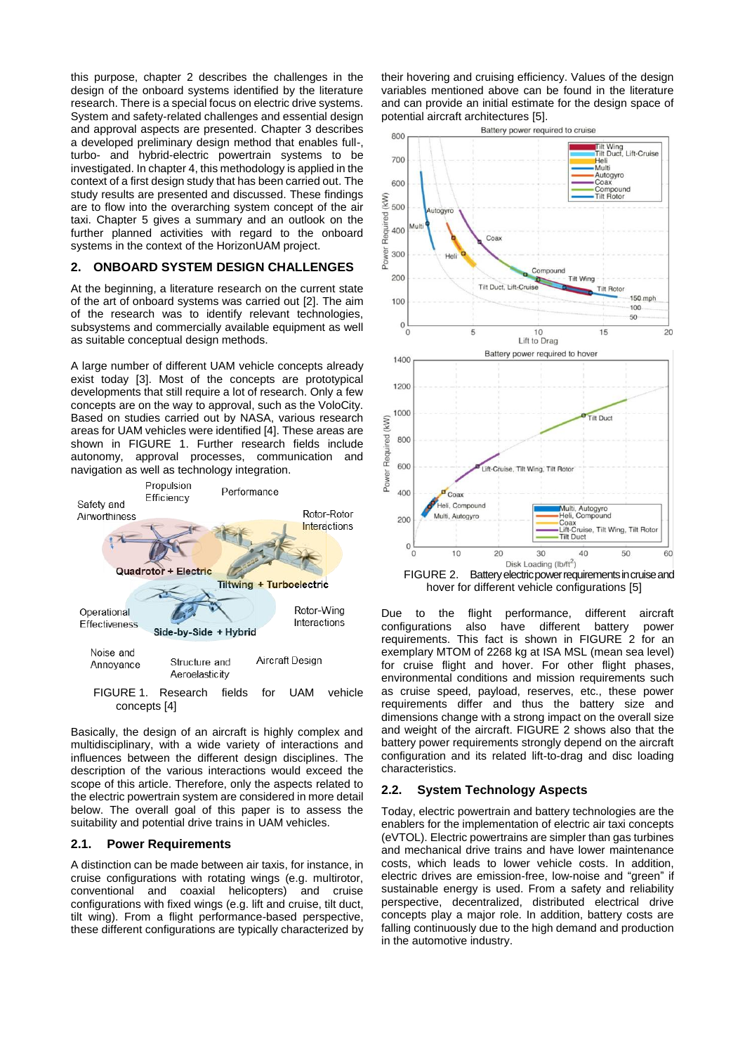this purpose, chapter 2 describes the challenges in the design of the onboard systems identified by the literature research. There is a special focus on electric drive systems. System and safety-related challenges and essential design and approval aspects are presented. Chapter 3 describes a developed preliminary design method that enables full-, turbo- and hybrid-electric powertrain systems to be investigated. In chapter 4, this methodology is applied in the context of a first design study that has been carried out. The study results are presented and discussed. These findings are to flow into the overarching system concept of the air taxi. Chapter 5 gives a summary and an outlook on the further planned activities with regard to the onboard systems in the context of the HorizonUAM project.

## 2. ONBOARD SYSTEM DESIGN CHALLENGES

At the beginning, a literature research on the current state of the art of onboard systems was carried out [2]. The aim of the research was to identify relevant technologies, subsystems and commercially available equipment as well as suitable conceptual design methods.

A large number of different UAM vehicle concepts already exist today [3]. Most of the concepts are prototypical developments that still require a lot of research. Only a few concepts are on the way to approval, such as the VoloCity. Based on studies carried out by NASA, various research areas for UAM vehicles were identified [4]. These areas are shown in FIGURE 1. Further research fields include autonomy, approval processes, communication and navigation as well as technology integration.

FIGURE 1. Research fields for UAM vehicle concepts [4]

Basically, the design of an aircraft is highly complex and multidisciplinary, with a wide variety of interactions and influences between the different design disciplines. The description of the various interactions would exceed the scope of this article. Therefore, only the aspects related to the electric powertrain system are considered in more detail below. The overall goal of this paper is to assess the suitability and potential drive trains in UAM vehicles.

### 2.1. Power Requirements

A distinction can be made between air taxis, for instance, in cruise configurations with rotating wings (e.g. multirotor, conventional and coaxial helicopters) and cruise configurations with fixed wings (e.g. lift and cruise, tilt duct, tilt wing). From a flight performance-based perspective, these different configurations are typically characterized by their hovering and cruising efficiency. Values of the design variables mentioned above can be found in the literature and can provide an initial estimate for the design space of potential aircraft architectures [5].

FIGURE 2. Battery electric power requirements in cruise and hover for different vehicle configurations [5]

Due to the flight performance, different aircraft configurations also have different battery power requirements. This fact is shown in FIGURE 2 for an exemplary MTOM of 2268 kg at ISA MSL (mean sea level) for cruise flight and hover. For other flight phases, environmental conditions and mission requirements such as cruise speed, payload, exercises, etc., these power requirements differ and thus the battery size and dimensions change with a strong impact on the overall size and weight of the aircraft. FIGURE 2 shows also that the battery power requirements strongly depend on the aircraft configuration and its related lift-to-drag and disc loading characteristics.

### 2.2. System Technology Aspects

Today, electric powertrain and battery technologies are the enablers for the implementation of electric air taxi concepts (eVTOL). Electric powertrains are simpler than gas turbines and mechanical drive trains and have lower maintenance costs, which leads to lower vehicle costs. In addition, electric drives are emission-free, low-noise and "green" if sustainable energy is used. From a safety and reliability perspective, decentralized, distributed electrical drive concepts play a major role. In addition, battery costs are falling continuously due to the high demand and production in the automotive industry.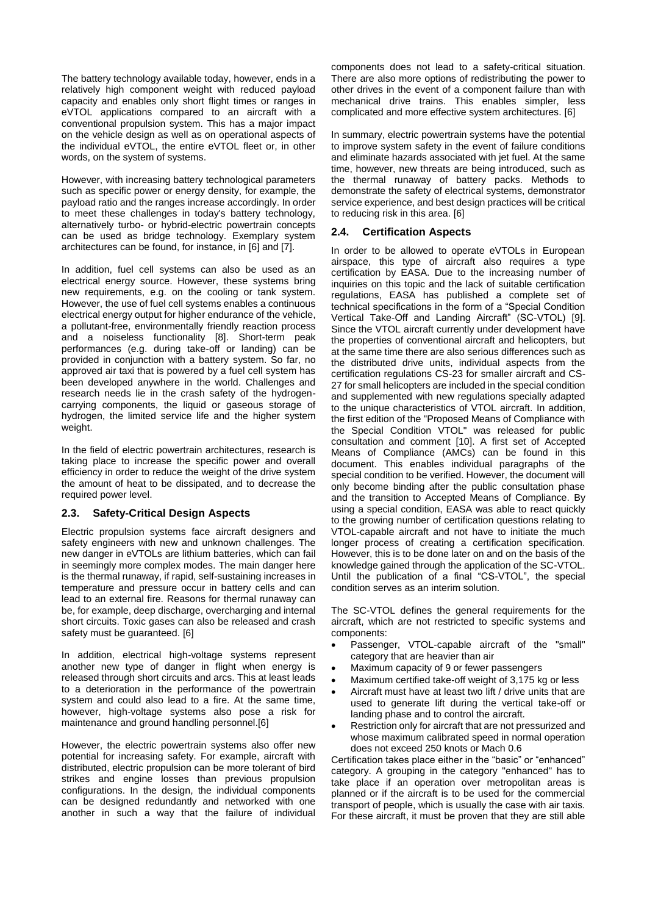The battery technology available today, however, ends in a relatively high component weight with reduced payload capacity and enables only short flight times or ranges in eVTOL applications compared to an aircraft with a conventional propulsion system. This has a major impact on the vehicle design as well as on operational aspects of the individual eVTOL, the entire eVTOL fleet or, in other words, on the system of systems.

However, with increasing battery technological parameters such as specific power or energy density, for example, the payload ratio and the ranges increase accordingly. In order to meet these challenges in today's battery technology, alternatively turbo- or hybrid-electric powertrain concepts can be used as bridge technology. Exemplary system architectures can be found, for instance, in [6] and [7].

In addition, fuel cell systems can also be used as an electrical energy source. However, these systems bring new requirements, e.g. on the cooling or tank system. However, the use of fuel cell systems enables a continuous electrical energy output for higher endurance of the vehicle, a pollutant-free, environmentally friendly reaction process and a noiseless functionality [8]. Short-term peak performances (e.g. during take-off or landing) can be provided in conjunction with a battery system. So far, no approved air taxi that is powered by a fuel cell system has been developed anywhere in the world. Challenges and research needs lie in the crash safety of the hydrogen-carrying components, the liquid or gaseous storage of hydrogen, the limited service life and the higher system weight.

In the field of electric powertrain architectures, research is taking place to increase the specific power and overall efficiency in order to reduce the weight of the drive system the amount of heat to be dissipated, and to decrease the required power level.

## 2.3. Safety-Critical Design Aspects

Electric propulsion systems face aircraft designers and safety engineers with new and unknown challenges. The new danger in eVTOLs are lithium batteries, which can fail in seemingly more complex modes. The main danger here is the thermal runaway, if rapid, self-sustaining increases in temperature and pressure occur in battery cells and can lead to an external fire. Reasons for thermal runaway can be, for example, deep discharge, overcharging and internal short circuits. Toxic gases can also be released and crash safety must be guaranteed. [6]

In addition, electrical high-voltage systems represent another new type of danger in flight when energy is released through short circuits and arcs. This at least leads to a deterioration in the performance of the powertrain system and could also lead to a fire. At the same time, however, high-voltage systems also pose a risk for maintenance and ground handling personnel.[6]

However, the electric powertrain systems also offer new potential for increasing safety. For example, aircraft with distributed, electric propulsion can be more tolerant of bird strikes and engine losses than previous propulsion configurations. In the design, the individual components can be designed redundantly and networked with one another in such a way that the failure of individual components does not lead to a safety-critical situation. There are also more options of redistributing the power to other drives in the event of a component failure than with mechanical drive trains. This enables simpler, less complicated and more effective system architectures. [6]

In summary, electric powertrain systems have the potential to improve system safety in the event of failure conditions and eliminate hazards associated with jet fuel. At the same time, however, new threats are being introduced, such as the thermal runaway of battery packs. Methods to demonstrate the safety of electrical systems, demonstrator service experience, and best design practices will be critical to reducing risk in this area. [6]

## 2.4. Certification Aspects

In order to be allowed to operate eVTOLs in European airspace, this type of aircraft also requires a type certification by EASA. Due to the increasing number of inquiries on this topic and the lack of suitable certification regulations, EASA has published a complete set of technical specifications in the form of a "Special Condition Vertical Take-Off and Landing Aircraft" (SC-VTOL) [9]. Since the VTOL aircraft currently under development have the properties of conventional aircraft and helicopters, but at the same time there are also serious differences such as the distributed drive units, individual aspects from the certification regulations CS-23 for smaller aircraft and CS-27 for small helicopters are included in the special condition and supplemented with new regulations specially adapted to the unique characteristics of VTOL aircraft. In addition, the first edition of the "Proposed Means of Compliance with the Special Condition VTOL" was released for public consultation and comment [10]. A first set of Accepted Means of Compliance (AMCs) can be found in this document. This enables individual paragraphs of the special condition to be verified. However, the document will only become binding after the public consultation phase and the transition to Accepted Means of Compliance. By using a special condition, EASA was able to react quickly to the growing number of certification questions relating to VTOL-capable aircraft and not have to initiate the much longer process of creating a certification specification. However, this is to be done later on and on the basis of the knowledge gained through the application of the SC-VTOL. Until the publication of a final "CS-VTOL", the special condition serves as an interim solution.

The SC-VTOL defines the general requirements for the aircraft, which are not restricted to specific systems and components:

- Passenger, VTOL-capable aircraft of the "small" category that are heavier than air
- Maximum capacity of 9 or fewer passengers
- Maximum certified take-off weight of 3,175 kg or less
- Aircraft must have at least two lift / drive units that are used to generate lift during the vertical take-off or landing phase and to control the aircraft.
- Restriction only for aircraft that are not pressurized and whose maximum calibrated speed in normal operation does not exceed 250 knots or Mach 0.6

Certification takes place either in the "basic" or "enhanced" category. A grouping in the category "enhanced" has to take place if an operation over metropolitan areas is planned or if the aircraft is to be used for the commercial transport of people, which is usually the case with air taxis. For these aircraft, it must be proven that they are still able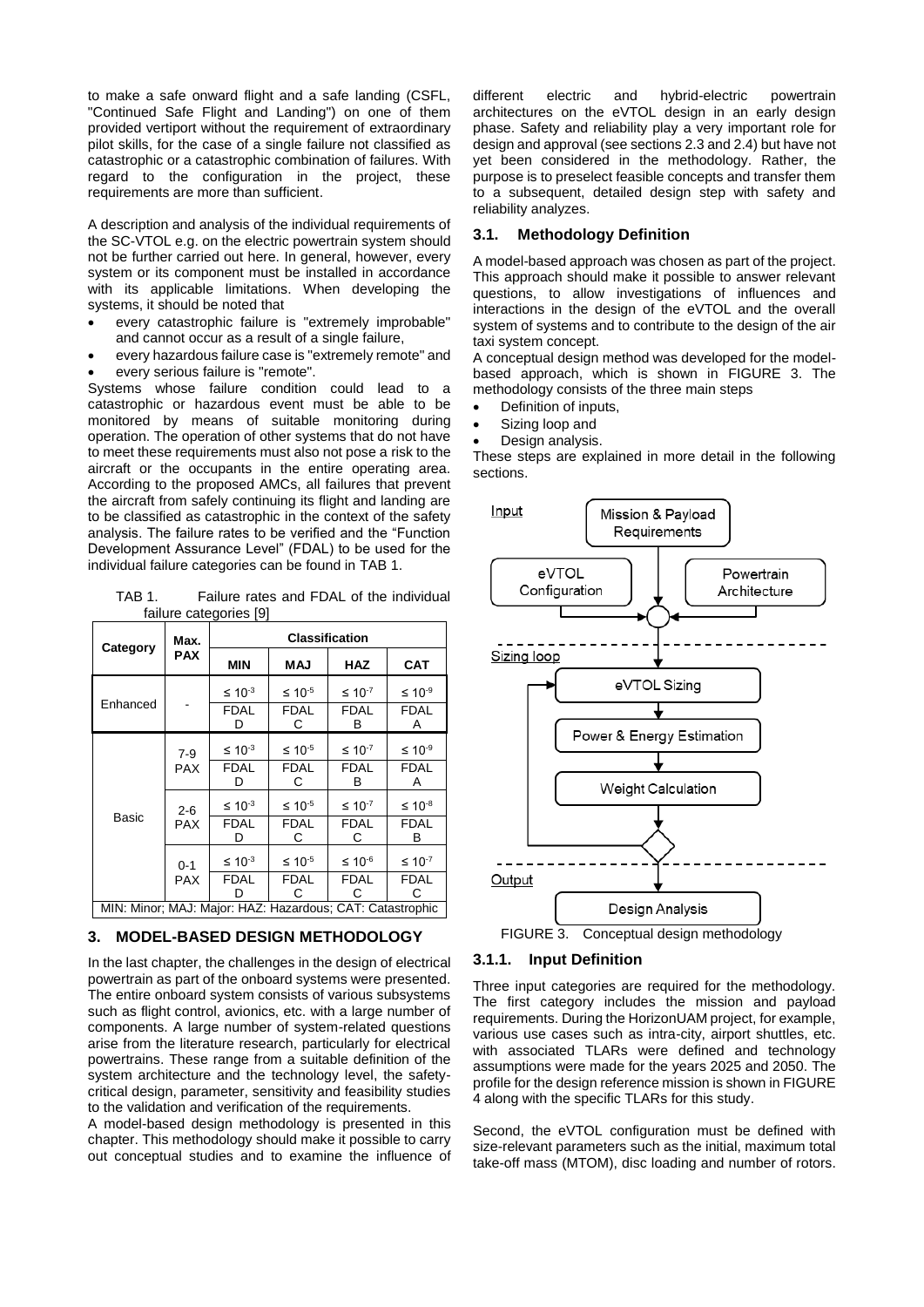to make a safe onward flight and a safe landing (CSFL, "Continued Safe Flight and Landing") on one of them provided vertiport without the requirement of extraordinary pilot skills, for the case of a single failure not classified as catastrophic or a catastrophic combination of failures. With regard to the configuration in the project, these requirements are more than sufficient.

A description and analysis of the individual requirements of the SC-VTOL e.g. on the electric powertrain system should not be further carried out here. In general, however, every system or its component must be installed in accordance with its applicable limitations. When developing the systems, it should be noted that

- every catastrophic failure is "extremely improbable" and cannot occur as a result of a single failure,
- every hazardous failure case is "extremely remote" and
- every serious failure is "remote".

Systems whose failure condition could lead to a catastrophic or hazardous event must be able to be monitored by means of suitable monitoring during operation. The operation of other systems that do not have to meet these requirements must also not pose a risk to the aircraft or the occupants in the entire operating area. According to the proposed AMCs, all failures that prevent the aircraft from safely continuing its flight and landing are to be classified as catastrophic in the context of the safety analysis. The failure rates to be verified and the "Function Development Assurance Level" (FDAL) to be used for the individual failure categories can be found in TAB 1.

TAB 1. Failure rates and FDAL of the individual failure categories [9]

| Category | Max. PAX | Classification | | | |
|---|---|---|---|---|---|
| | | MIN | MAJ | HAZ | CAT |
| Enhanced | - | $\leq 10^{-3}$ | $\leq 10^{-5}$ | $\leq 10^{-7}$ | $\leq 10^{-9}$ |
| | | FDAL D | FDAL C | FDAL B | FDAL A |
| Basic | 7-9 PAX | $\leq 10^{-3}$ | $\leq 10^{-5}$ | $\leq 10^{-7}$ | $\leq 10^{-9}$ |
| | | FDAL D | FDAL C | FDAL B | FDAL A |
| | 2-6 PAX | $\leq 10^{-3}$ | $\leq 10^{-5}$ | $\leq 10^{-7}$ | $\leq 10^{-8}$ |
| | | FDAL D | FDAL C | FDAL C | FDAL B |
| | 0-1 PAX | $\leq 10^{-3}$ | $\leq 10^{-5}$ | $\leq 10^{-6}$ | $\leq 10^{-7}$ |
| | | FDAL D | FDAL C | FDAL C | FDAL C |

MIN: Minor; MAJ: Major: HAZ: Hazardous; CAT: Catastrophic

## 3. MODEL-BASED DESIGN METHODOLOGY

In the last chapter, the challenges in the design of electrical powertrain as part of the onboard systems were presented. The entire onboard system consists of various subsystems such as flight control, avionics, etc. with a large number of components. A large number of system-related questions arise from the literature research, particularly for electrical powertrains. These range from a suitable definition of the system architecture and the technology level, the safety-critical design, parameter, sensitivity and feasibility studies to the validation and verification of the requirements.

A model-based design methodology is presented in this chapter. This methodology should make it possible to carry out conceptual studies and to examine the influence of different electric and hybrid-electric powertrain architectures on the eVTOL design in an early design phase. Safety and reliability play a very important role for design and approval (see sections 2.3 and 2.4) but have not yet been considered in the methodology. Rather, the purpose is to preselect feasible concepts and transfer them to a subsequent, detailed design step with safety and reliability analyzes.

### 3.1. Methodology Definition

A model-based approach was chosen as part of the project. This approach should make it possible to answer relevant questions, to allow investigations of influences and interactions in the design of the eVTOL and the overall system of systems and to contribute to the design of the air taxi system concept.

A conceptual design method was developed for the model-based approach, which is shown in FIGURE 3. The methodology consists of the three main steps

- Definition of inputs,
- Sizing loop and
- Design analysis.

These steps are explained in more detail in the following sections.

FIGURE 3. Conceptual design methodology

#### 3.1.1. Input Definition

Three input categories are required for the methodology. The first category includes the mission and payload requirements. During the HorizonUAM project, for example, various use cases such as intra-city, airport shuttles, etc. with associated TLARs were defined and technology assumptions were made for the years 2025 and 2050. The profile for the design reference mission is shown in FIGURE 4 along with the specific TLARs for this study.

Second, the eVTOL configuration must be defined with size-relevant parameters such as the initial, maximum total take-off mass (MTOM), disc loading and number of rotors.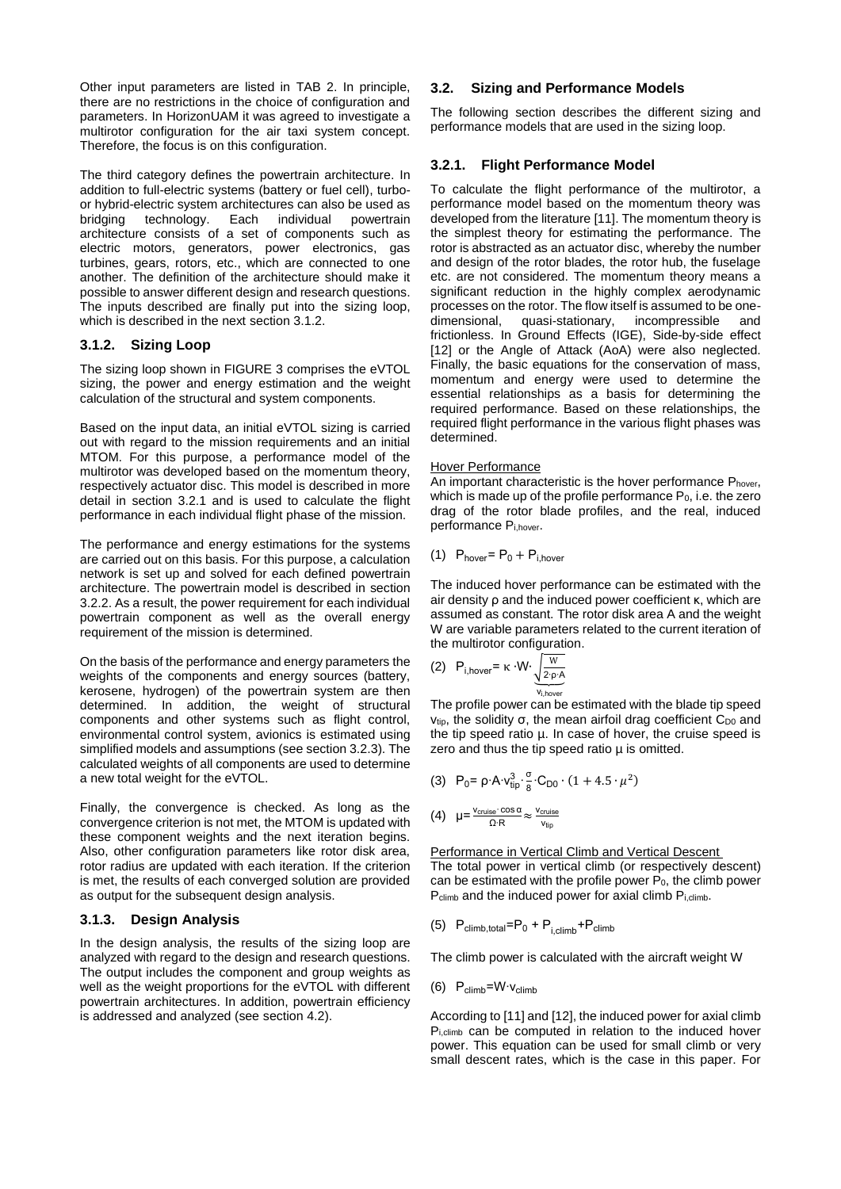Other input parameters are listed in TAB 2. In principle, there are no restrictions in the choice of configuration and parameters. In HorizonUAM it was agreed to investigate a multirotor configuration for the air taxi system concept. Therefore, the focus is on this configuration.

The third category defines the powertrain architecture. In addition to full-electric systems (battery or fuel cell), turbo- or hybrid-electric system architectures can also be used as bridging technology. Each individual powertrain architecture consists of a set of components such as electric motors, generators, power electronics, gas turbines, gears, rotors, etc., which are connected to one another. The definition of the architecture should make it possible to answer different design and research questions. The inputs described are finally put into the sizing loop, which is described in the next section 3.1.2.

### 3.1.2. Sizing Loop

The sizing loop shown in FIGURE 3 comprises the eVTOL sizing, the power and energy estimation and the weight calculation of the structural and system components.

Based on the input data, an initial eVTOL sizing is carried out with regard to the mission requirements and an initial MTOM. For this purpose, a performance model of the multirotor was developed based on the momentum theory, respectively actuator disc. This model is described in more detail in section 3.2.1 and is used to calculate the flight performance in each individual flight phase of the mission.

The performance and energy estimations for the systems are carried out on this basis. For this purpose, a calculation network is set up and solved for each defined powertrain architecture. The powertrain model is described in section 3.2.2. As a result, the power requirement for each individual powertrain component as well as the overall energy requirement of the mission is determined.

On the basis of the performance and energy parameters the weights of the components and energy sources (battery, kerosene, hydrogen) of the powertrain system are then determined. In addition, the weight of structural components and other systems such as flight control, environmental control system, avionics is estimated using simplified models and assumptions (see section 3.2.3). The calculated weights of all components are used to determine a new total weight for the eVTOL.

Finally, the convergence is checked. As long as the convergence criterion is not met, the MTOM is updated with these component weights and the next iteration begins. Also, other configuration parameters like rotor disk area, rotor radius are updated with each iteration. If the criterion is met, the results of each converged solution are provided as output for the subsequent design analysis.

### 3.1.3. Design Analysis

In the design analysis, the results of the sizing loop are analyzed with regard to the design and research questions. The output includes the component and group weights as well as the weight proportions for the eVTOL with different powertrain architectures. In addition, powertrain efficiency is addressed and analyzed (see section 4.2).

## 3.2. Sizing and Performance Models

The following section describes the different sizing and performance models that are used in the sizing loop.

### 3.2.1. Flight Performance Model

To calculate the flight performance of the multirotor, a performance model based on the momentum theory was developed from the literature [11]. The momentum theory is the simplest theory for estimating the performance. The rotor is abstracted as an actuator disc, whereby the number and design of the rotor blades, the rotor hub, the fuselage etc. are not considered. The momentum theory means a significant reduction in the highly complex aerodynamic processes on the rotor. The flow itself is assumed to be one-dimensional, quasi-stationary, incompressible and frictionless. In Ground Effects (IGE), Side-by-side effect [12] or the Angle of Attack (AoA) were also neglected. Finally, the basic equations for the conservation of mass, momentum and energy were used to determine the essential relationships as a basis for determining the required performance. Based on these relationships, the required flight performance in the various flight phases was determined.

<u>Hover Performance</u>

An important characteristic is the hover performance $P_{hover}$, which is made up of the profile performance $P_0$, i.e. the zero drag of the rotor blade profiles, and the real, induced performance $P_{i,hover}$.

$$(1) \quad P_{hover} = P_0 + P_{i,hover}$$

The induced hover performance can be estimated with the air density ρ and the induced power coefficient κ, which are assumed as constant. The rotor disk area A and the weight W are variable parameters related to the current iteration of the multirotor configuration.

$$(2) \quad P_{i,hover} = \kappa \cdot W \cdot \underbrace{\sqrt{\frac{W}{2 \cdot \rho \cdot A}}}_{v_{i,hover}}$$

The profile power can be estimated with the blade tip speed $v_{tip}$, the solidity σ, the mean airfoil drag coefficient $C_{D0}$ and the tip speed ratio μ. In case of hover, the cruise speed is zero and thus the tip speed ratio μ is omitted.

$$(3) \quad P_0 = \rho \cdot A \cdot v_{tip}^3 \cdot \frac{\sigma}{8} \cdot C_{D0} \cdot (1 + 4.5 \cdot \mu^2)$$

$$(4) \quad \mu = \frac{v_{cruise} \cdot \cos\alpha}{\Omega \cdot R} \approx \frac{v_{cruise}}{v_{tip}}$$

<u>Performance in Vertical Climb and Vertical Descent</u>

The total power in vertical climb (or respectively descent) can be estimated with the profile power $P_0$, the climb power $P_{climb}$ and the induced power for axial climb $P_{i,climb}$.

$$(5) \quad P_{climb,total} = P_0 + P_{i,climb} + P_{climb}$$

The climb power is calculated with the aircraft weight W

$$(6) \quad P_{climb} = W \cdot v_{climb}$$

According to [11] and [12], the induced power for axial climb $P_{i,climb}$ can be computed in relation to the induced hover power. This equation can be used for small climb or very small descent rates, which is the case in this paper. For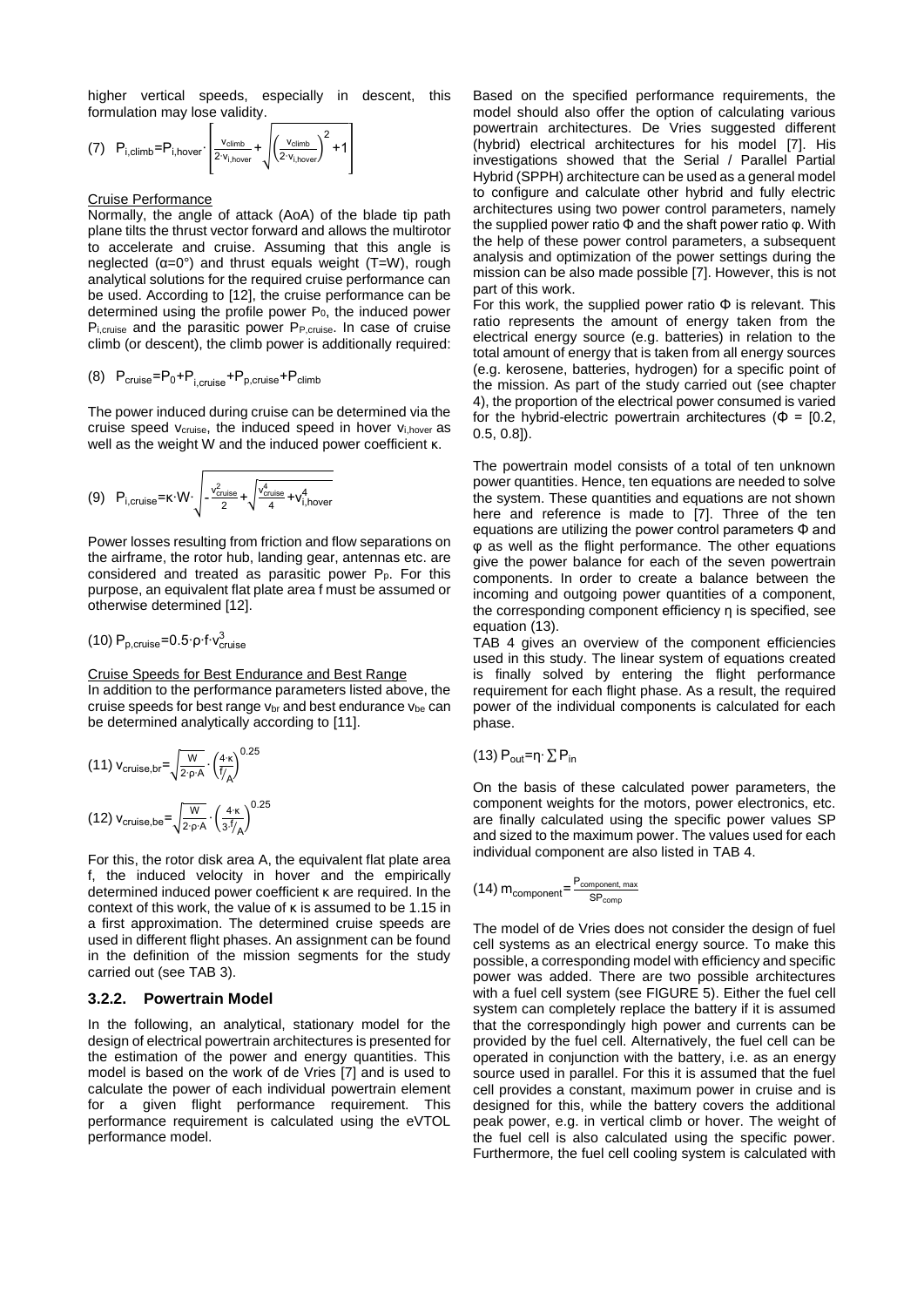higher vertical speeds, especially in descent, this formulation may lose validity.

$$(7)\quad P_{i,climb}=P_{i,hover}\cdot\left[\frac{v_{climb}}{2\cdot v_{i,hover}}+\sqrt{\left(\frac{v_{climb}}{2\cdot v_{i,hover}}\right)^2+1}\right]$$

Cruise Performance

Normally, the angle of attack (AoA) of the blade tip path plane tilts the thrust vector forward and allows the multirotor to accelerate and cruise. Assuming that this angle is neglected ($\alpha$=0°) and thrust equals weight (T=W), rough analytical solutions for the required cruise performance can be used. According to [12], the cruise performance can be determined using the profile power $P_0$, the induced power $P_{i,cruise}$ and the parasitic power $P_{P,cruise}$. In case of cruise climb (or descent), the climb power is additionally required:

$$(8)\quad P_{cruise}=P_0+P_{i,cruise}+P_{p,cruise}+P_{climb}$$

The power induced during cruise can be determined via the cruise speed $v_{cruise}$, the induced speed in hover $v_{i,hover}$ as well as the weight W and the induced power coefficient κ.

$$(9)\quad P_{i,cruise}=\kappa\cdot W\cdot\sqrt{-\frac{v_{cruise}^2}{2}+\sqrt{\frac{v_{cruise}^4}{4}+v_{i,hover}^4}}$$

Power losses resulting from friction and flow separations on the airframe, the rotor hub, landing gear, antennas etc. are considered and treated as parasitic power $P_p$. For this purpose, an equivalent flat plate area f must be assumed or otherwise determined [12].

$$(10)\quad P_{p,cruise}=0.5\cdot\rho\cdot f\cdot v_{cruise}^3$$

Cruise Speeds for Best Endurance and Best Range

In addition to the performance parameters listed above, the cruise speeds for best range $v_{br}$ and best endurance $v_{be}$ can be determined analytically according to [11].

$$(11)\quad v_{cruise,br}=\sqrt{\frac{W}{2\cdot\rho\cdot A}}\cdot\left(\frac{4\cdot\kappa}{f/A}\right)^{0.25}$$

$$(12)\quad v_{cruise,be}=\sqrt{\frac{W}{2\cdot\rho\cdot A}}\cdot\left(\frac{4\cdot\kappa}{3\,f/A}\right)^{0.25}$$

For this, the rotor disk area A, the equivalent flat plate area f, the induced velocity in hover and the empirically determined induced power coefficient κ are required. In the context of this work, the value of κ is assumed to be 1.15 in a first approximation. The determined cruise speeds are used in different flight phases. An assignment can be found in the definition of the mission segments for the study carried out (see TAB 3).

### 3.2.2. Powertrain Model

In the following, an analytical, stationary model for the design of electrical powertrain architectures is presented for the estimation of the power and energy quantities. This model is based on the work of de Vries [7] and is used to calculate the power of each individual powertrain element for a given flight performance requirement. This performance requirement is calculated using the eVTOL performance model.

Based on the specified performance requirements, the model should also offer the option of calculating various powertrain architectures. De Vries suggested different (hybrid) electrical architectures for his model [7]. His investigations showed that the Serial / Parallel Partial Hybrid (SPPH) architecture can be used as a general model to configure and calculate other hybrid and fully electric architectures using two power control parameters, namely the supplied power ratio Φ and the shaft power ratio φ. With the help of these power control parameters, a subsequent analysis and optimization of the power settings during the mission can be also made possible [7]. However, this is not part of this work.

For this work, the supplied power ratio Φ is relevant. This ratio represents the amount of energy taken from the electrical energy source (e.g. batteries) in relation to the total amount of energy that is taken from all energy sources (e.g. kerosene, batteries, hydrogen) for a specific point of the mission. As part of the study carried out (see chapter 4), the proportion of the electrical power consumed is varied for the hybrid-electric powertrain architectures (Φ = [0.2, 0.5, 0.8]).

The powertrain model consists of a total of ten unknown power quantities. Hence, ten equations are needed to solve the system. These quantities and equations are not shown here and reference is made to [7]. Three of the ten equations are utilizing the power control parameters Φ and φ as well as the flight performance. The other equations give the power balance for each of the seven powertrain components. In order to create a balance between the incoming and outgoing power quantities of a component, the corresponding component efficiency η is specified, see equation (13).

TAB 4 gives an overview of the component efficiencies used in this study. The linear system of equations created is finally solved by entering the flight performance requirement for each flight phase. As a result, the required power of the individual components is calculated for each phase.

$$(13)\quad P_{out}=\eta\cdot\sum P_{in}$$

On the basis of these calculated power parameters, the component weights for the motors, power electronics, etc. are finally calculated using the specific power values SP and sized to the maximum power. The values used for each individual component are also listed in TAB 4.

$$(14)\quad m_{component}=\frac{P_{component,\,max}}{SP_{comp}}$$

The model of de Vries does not consider the design of fuel cell systems as an electrical energy source. To make this possible, a corresponding model with efficiency and specific power was added. There are two possible architectures with a fuel cell system (see FIGURE 5). Either the fuel cell system can completely replace the battery if it is assumed that the correspondingly high power and currents can be provided by the fuel cell. Alternatively, the fuel cell can be operated in conjunction with the battery, i.e. as an energy source used in parallel. For this it is assumed that the fuel cell provides a constant, maximum power in cruise and is designed for this, while the battery covers the additional peak power, e.g. in vertical climb or hover. The weight of the fuel cell is also calculated using the specific power. Furthermore, the fuel cell cooling system is calculated with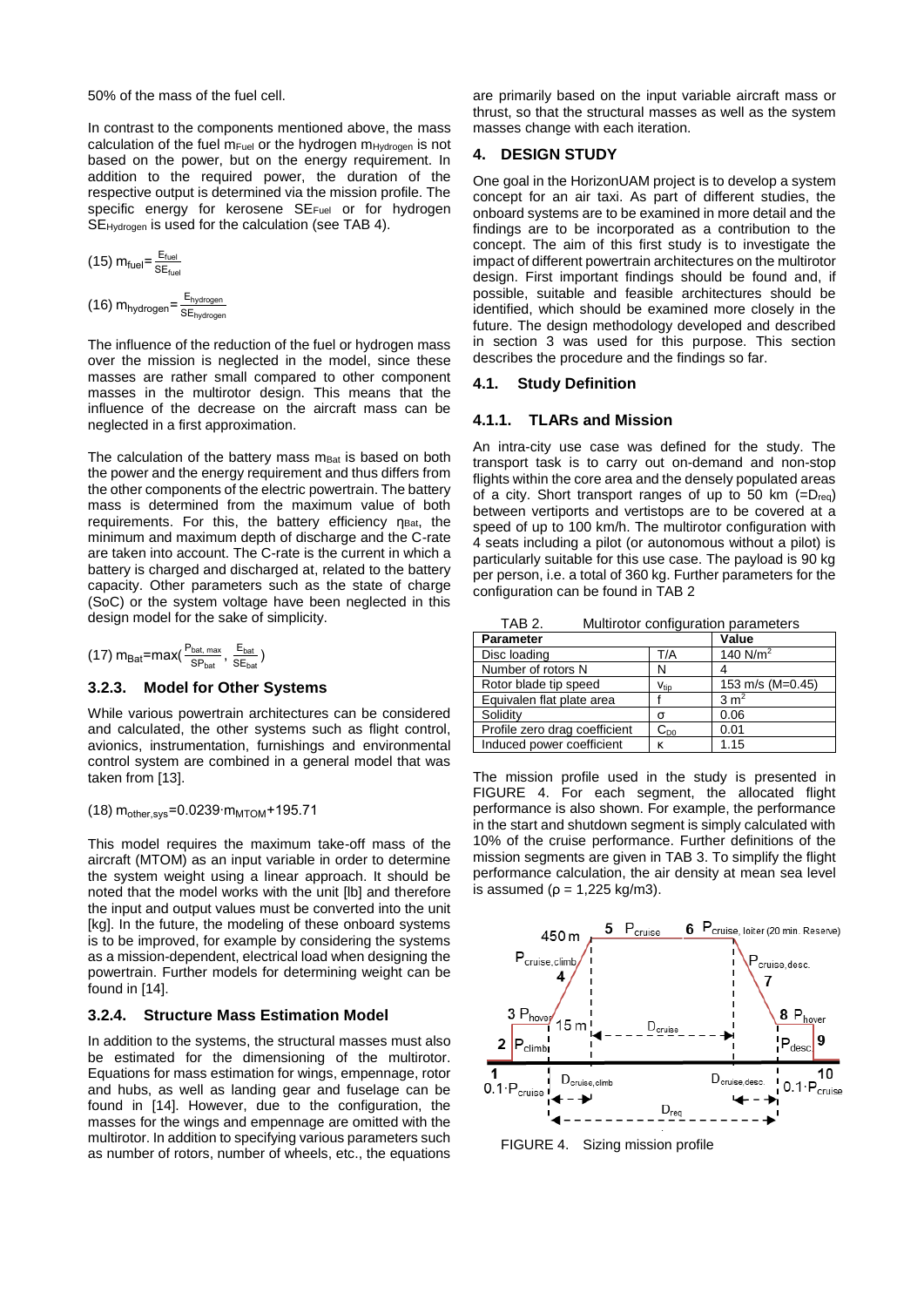50% of the mass of the fuel cell.

In contrast to the components mentioned above, the mass calculation of the fuel $m_{Fuel}$ or the hydrogen $m_{Hydrogen}$ is not based on the power, but on the energy requirement. In addition to the required power, the duration of the respective output is determined via the mission profile. The specific energy for kerosene $SE_{Fuel}$ or for hydrogen $SE_{Hydrogen}$ is used for the calculation (see TAB 4).

$$(15)\ m_{fuel}=\frac{E_{fuel}}{SE_{fuel}}$$

$$(16)\ m_{hydrogen}=\frac{E_{hydrogen}}{SE_{hydrogen}}$$

The influence of the reduction of the fuel or hydrogen mass over the mission is neglected in the model, since these masses are rather small compared to other component masses in the multirotor design. This means that the influence of the decrease on the aircraft mass can be neglected in a first approximation.

The calculation of the battery mass $m_{Bat}$ is based on both the power and the energy requirement and thus differs from the other components of the electric powertrain. The battery mass is determined from the maximum value of both requirements. For this, the battery efficiency $\eta_{Bat}$, the minimum and maximum depth of discharge and the C-rate are taken into account. The C-rate is the current in which a battery is charged and discharged at, related to the battery capacity. Other parameters such as the state of charge (SoC) or the system voltage have been neglected in this design model for the sake of simplicity.

$$(17)\ m_{Bat}=\max\left(\frac{P_{bat,\,max}}{SP_{bat}},\ \frac{E_{bat}}{SE_{bat}}\right)$$

### 3.2.3. Model for Other Systems

While various powertrain architectures can be considered and calculated, the other systems such as flight control, avionics, instrumentation, furnishings and environmental control system are combined in a general model that was taken from [13].

$$(18)\ m_{other,sys}=0.0239\cdot m_{MTOM}+195.71$$

This model requires the maximum take-off mass of the aircraft (MTOM) as an input variable in order to determine the system weight using a linear approach. It should be noted that the model works with the unit [lb] and therefore the input and output values must be converted into the unit [kg]. In the future, the modeling of these onboard systems is to be improved, for example by considering the systems as a mission-dependent, electrical load when designing the powertrain. Further models for determining weight can be found in [14].

### 3.2.4. Structure Mass Estimation Model

In addition to the systems, the structural masses must also be estimated for the dimensioning of the multirotor. Equations for mass estimation for wings, empennage, rotor and hubs, as well as landing gear and fuselage can be found in [14]. However, due to the configuration, the masses for the wings and empennage are omitted with the multirotor. In addition to specifying various parameters such as number of rotors, number of wheels, etc., the equations are primarily based on the input variable aircraft mass or thrust, so that the structural masses as well as the system masses change with each iteration.

## 4. DESIGN STUDY

One goal in the HorizonUAM project is to develop a system concept for an air taxi. As part of different studies, the onboard systems are to be examined in more detail and the findings are to be incorporated as a contribution to the concept. The aim of this first study is to investigate the impact of different powertrain architectures on the multirotor design. First important findings should be found and, if possible, suitable and feasible architectures should be identified, which should be examined more closely in the future. The design methodology developed and described in section 3 was used for this purpose. This section describes the procedure and the findings so far.

### 4.1. Study Definition

### 4.1.1. TLARs and Mission

An intra-city use case was defined for the study. The transport task is to carry out on-demand and non-stop flights within the core area and the densely populated areas of a city. Short transport ranges of up to 50 km (=$D_{req}$) between vertiports and vertistops are to be covered at a speed of up to 100 km/h. The multirotor configuration with 4 seats including a pilot (or autonomous without a pilot) is particularly suitable for this use case. The payload is 90 kg per person, i.e. a total of 360 kg. Further parameters for the configuration can be found in TAB 2

TAB 2. Multirotor configuration parameters

| Parameter | | Value |
|---|---|---|
| Disc loading | T/A | 140 N/m² |
| Number of rotors N | N | 4 |
| Rotor blade tip speed | $v_{tip}$ | 153 m/s (M=0.45) |
| Equivalen flat plate area | f | 3 m² |
| Solidity | σ | 0.06 |
| Profile zero drag coefficient | $C_{D0}$ | 0.01 |
| Induced power coefficient | κ | 1.15 |

The mission profile used in the study is presented in FIGURE 4. For each segment, the allocated flight performance is also shown. For example, the performance in the start and shutdown segment is simply calculated with 10% of the cruise performance. Further definitions of the mission segments are given in TAB 3. To simplify the flight performance calculation, the air density at mean sea level is assumed (ρ = 1,225 kg/m3).

FIGURE 4. Sizing mission profile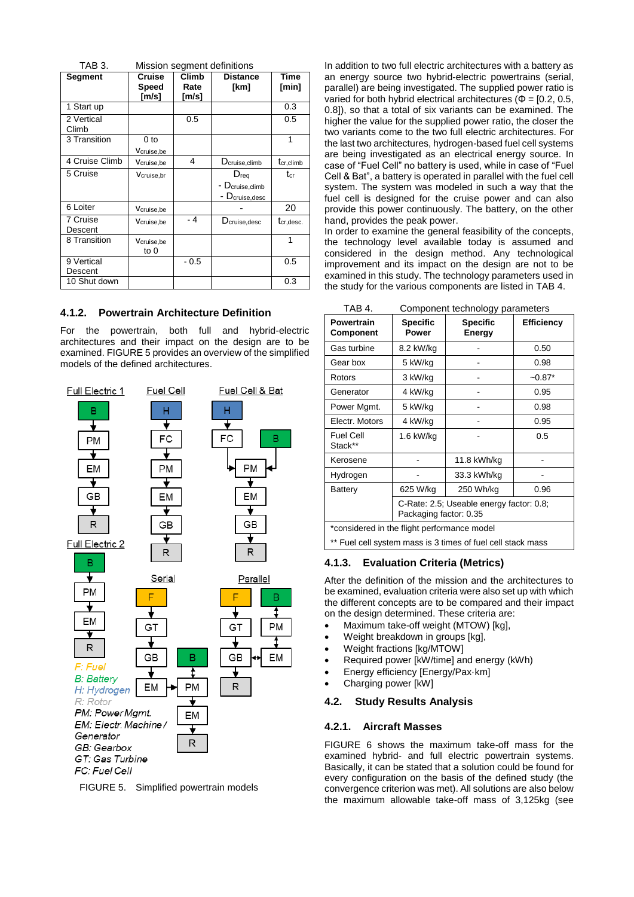TAB 3. Mission segment definitions

| Segment | Cruise Speed [m/s] | Climb Rate [m/s] | Distance [km] | Time [min] |
|---|---|---|---|---|
| 1 Start up | | | | 0.3 |
| 2 Vertical Climb | | 0.5 | | 0.5 |
| 3 Transition | 0 to $v_{cruise,be}$ | | | 1 |
| 4 Cruise Climb | $v_{cruise,be}$ | 4 | $D_{cruise,climb}$ | $t_{cr,climb}$ |
| 5 Cruise | $v_{cruise,br}$ | | $D_{req}$ - $D_{cruise,climb}$ - $D_{cruise,desc}$ | $t_{cr}$ |
| 6 Loiter | $v_{cruise,be}$ | | - | 20 |
| 7 Cruise Descent | $v_{cruise,be}$ | - 4 | $D_{cruise,desc}$ | $t_{cr,desc.}$ |
| 8 Transition | $v_{cruise,be}$ to 0 | | | 1 |
| 9 Vertical Descent | | - 0.5 | | 0.5 |
| 10 Shut down | | | | 0.3 |

### 4.1.2. Powertrain Architecture Definition

For the powertrain, both full and hybrid-electric architectures and their impact on the design are to be examined. FIGURE 5 provides an overview of the simplified models of the defined architectures.

FIGURE 5. Simplified powertrain models

In addition to two full electric architectures with a battery as an energy source two hybrid-electric powertrains (serial, parallel) are being investigated. The supplied power ratio is varied for both hybrid electrical architectures (Φ = [0.2, 0.5, 0.8]), so that a total of six variants can be examined. The higher the value for the supplied power ratio, the closer the two variants come to the two full electric architectures. For the last two architectures, hydrogen-based fuel cell systems are being investigated as an electrical energy source. In case of "Fuel Cell" no battery is used, while in case of "Fuel Cell & Bat", a battery is operated in parallel with the fuel cell system. The system was modeled in such a way that the fuel cell is designed for the cruise power and can also provide this power continuously. The battery, on the other hand, provides the peak power.

In order to examine the general feasibility of the concepts, the technology level available today is assumed and considered in the design method. Any technological improvement and its impact on the design are not to be examined in this study. The technology parameters used in the study for the various components are listed in TAB 4.

TAB 4. Component technology parameters

| Powertrain Component | Specific Power | Specific Energy | Efficiency |
|---|---|---|---|
| Gas turbine | 8.2 kW/kg | - | 0.50 |
| Gear box | 5 kW/kg | - | 0.98 |
| Rotors | 3 kW/kg | - | ~0.87* |
| Generator | 4 kW/kg | - | 0.95 |
| Power Mgmt. | 5 kW/kg | - | 0.98 |
| Electr. Motors | 4 kW/kg | - | 0.95 |
| Fuel Cell Stack** | 1.6 kW/kg | - | 0.5 |
| Kerosene | - | 11.8 kWh/kg | - |
| Hydrogen | - | 33.3 kWh/kg | - |
| Battery | 625 W/kg | 250 Wh/kg | 0.96 |
| | C-Rate: 2.5; Useable energy factor: 0.8; Packaging factor: 0.35 | | |

*considered in the flight performance model

** Fuel cell system mass is 3 times of fuel cell stack mass

### 4.1.3. Evaluation Criteria (Metrics)

After the definition of the mission and the architectures to be examined, evaluation criteria were also set up with which the different concepts are to be compared and their impact on the design determined. These criteria are:

- Maximum take-off weight (MTOW) [kg],
- Weight breakdown in groups [kg],
- Weight fractions [kg/MTOW]
- Required power [kW/time] and energy (kWh)
- Energy efficiency [Energy/Pax·km]
- Charging power [kW]

## 4.2. Study Results Analysis

### 4.2.1. Aircraft Masses

FIGURE 6 shows the maximum take-off mass for the examined hybrid- and full electric powertrain systems. Basically, it can be stated that a solution could be found for every configuration on the basis of the defined study (the convergence criterion was met). All solutions are also below the maximum allowable take-off mass of 3,125kg (see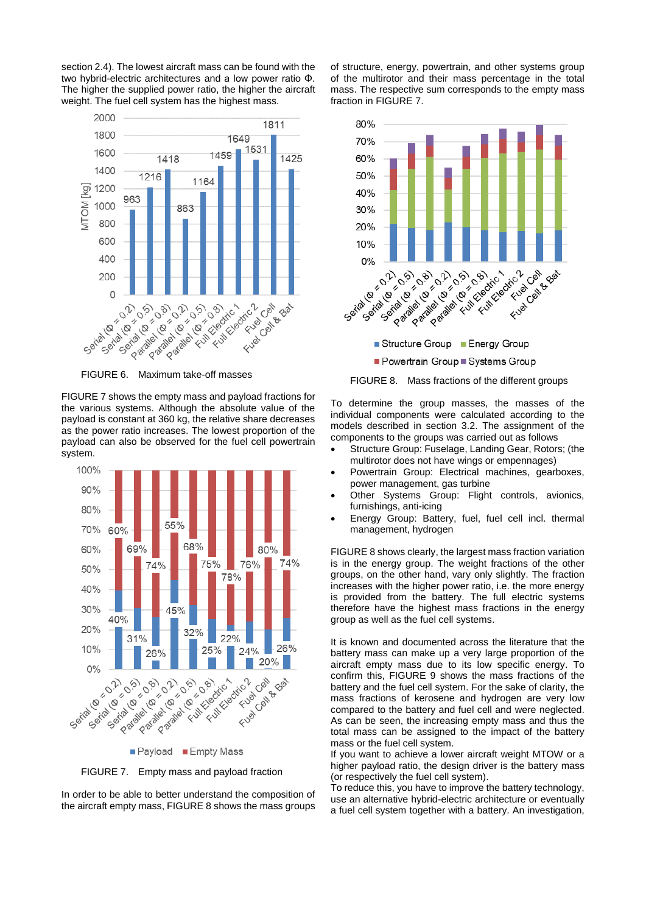section 2.4). The lowest aircraft mass can be found with the two hybrid-electric architectures and a low power ratio Φ. The higher the supplied power ratio, the higher the aircraft weight. The fuel cell system has the highest mass.

FIGURE 6. Maximum take-off masses

FIGURE 7 shows the empty mass and payload fractions for the various systems. Although the absolute value of the payload is constant at 360 kg, the relative share decreases as the power ratio increases. The lowest proportion of the payload can also be observed for the fuel cell powertrain system.

FIGURE 7. Empty mass and payload fraction

In order to be able to better understand the composition of the aircraft empty mass, FIGURE 8 shows the mass groups of structure, energy, powertrain, and other systems group of the multirotor and their mass percentage in the total mass. The respective sum corresponds to the empty mass fraction in FIGURE 7.

FIGURE 8. Mass fractions of the different groups

To determine the group masses, the masses of the individual components were calculated according to the models described in section 3.2. The assignment of the components to the groups was carried out as follows

- Structure Group: Fuselage, Landing Gear, Rotors; (the multirotor does not have wings or empennages)
- Powertrain Group: Electrical machines, gearboxes, power management, gas turbine
- Other Systems Group: Flight controls, avionics, furnishings, anti-icing
- Energy Group: Battery, fuel, fuel cell incl. thermal management, hydrogen

FIGURE 8 shows clearly, the largest mass fraction variation is in the energy group. The weight fractions of the other groups, on the other hand, vary only slightly. The fraction increases with the higher power ratio, i.e. the more energy is provided from the battery. The full electric systems therefore have the highest mass fractions in the energy group as well as the fuel cell systems.

It is known and documented across the literature that the battery mass can make up a very large proportion of the aircraft empty mass due to its low specific energy. To confirm this, FIGURE 9 shows the mass fractions of the battery and the fuel cell system. For the sake of clarity, the mass fractions of kerosene and hydrogen are very low compared to the battery and fuel cell and were neglected. As can be seen, the increasing empty mass and thus the total mass can be assigned to the impact of the battery mass or the fuel cell system.

If you want to achieve a lower aircraft weight MTOW or a higher payload ratio, the design driver is the battery mass (or respectively the fuel cell system).

To reduce this, you have to improve the battery technology, use an alternative hybrid-electric architecture or eventually a fuel cell system together with a battery. An investigation,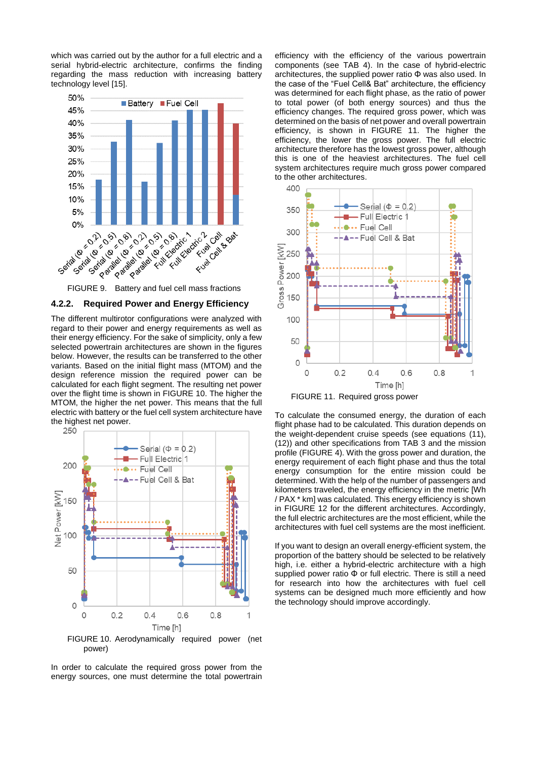which was carried out by the author for a full electric and a serial hybrid-electric architecture, confirms the finding regarding the mass reduction with increasing battery technology level [15].

FIGURE 9. Battery and fuel cell mass fractions

### 4.2.2. Required Power and Energy Efficiency

The different multirotor configurations were analyzed with regard to their power and energy requirements as well as their energy efficiency. For the sake of simplicity, only a few selected powertrain architectures are shown in the figures below. However, the results can be transferred to the other variants. Based on the initial flight mass (MTOM) and the design reference mission the required power can be calculated for each flight segment. The resulting net power over the flight time is shown in FIGURE 10. The higher the MTOM, the higher the net power. This means that the full electric with battery or the fuel cell system architecture have the highest net power.

FIGURE 10. Aerodynamically required power (net power)

In order to calculate the required gross power from the energy sources, one must determine the total powertrain efficiency with the efficiency of the various powertrain components (see TAB 4). In the case of hybrid-electric architectures, the supplied power ratio Φ was also used. In the case of the "Fuel Cell& Bat" architecture, the efficiency was determined for each flight phase, as the ratio of power to total power (of both energy sources) and thus the efficiency changes. The required gross power, which was determined on the basis of net power and overall powertrain efficiency, is shown in FIGURE 11. The higher the efficiency, the lower the gross power. The full electric architecture therefore has the lowest gross power, although this is one of the heaviest architectures. The fuel cell system architectures require much gross power compared to the other architectures.

FIGURE 11. Required gross power

To calculate the consumed energy, the duration of each flight phase had to be calculated. This duration depends on the weight-dependent cruise speeds (see equations (11), (12)) and other specifications from TAB 3 and the mission profile (FIGURE 4). With the gross power and duration, the energy requirement of each flight phase and thus the total energy consumption for the entire mission could be determined. With the help of the number of passengers and kilometers traveled, the energy efficiency in the metric [Wh / PAX * km] was calculated. This energy efficiency is shown in FIGURE 12 for the different architectures. Accordingly, the full electric architectures are the most efficient, while the architectures with fuel cell systems are the most inefficient.

If you want to design an overall energy-efficient system, the proportion of the battery should be selected to be relatively high, i.e. either a hybrid-electric architecture with a high supplied power ratio Φ or full electric. There is still a need for research into how the architectures with fuel cell systems can be designed much more efficiently and how the technology should improve accordingly.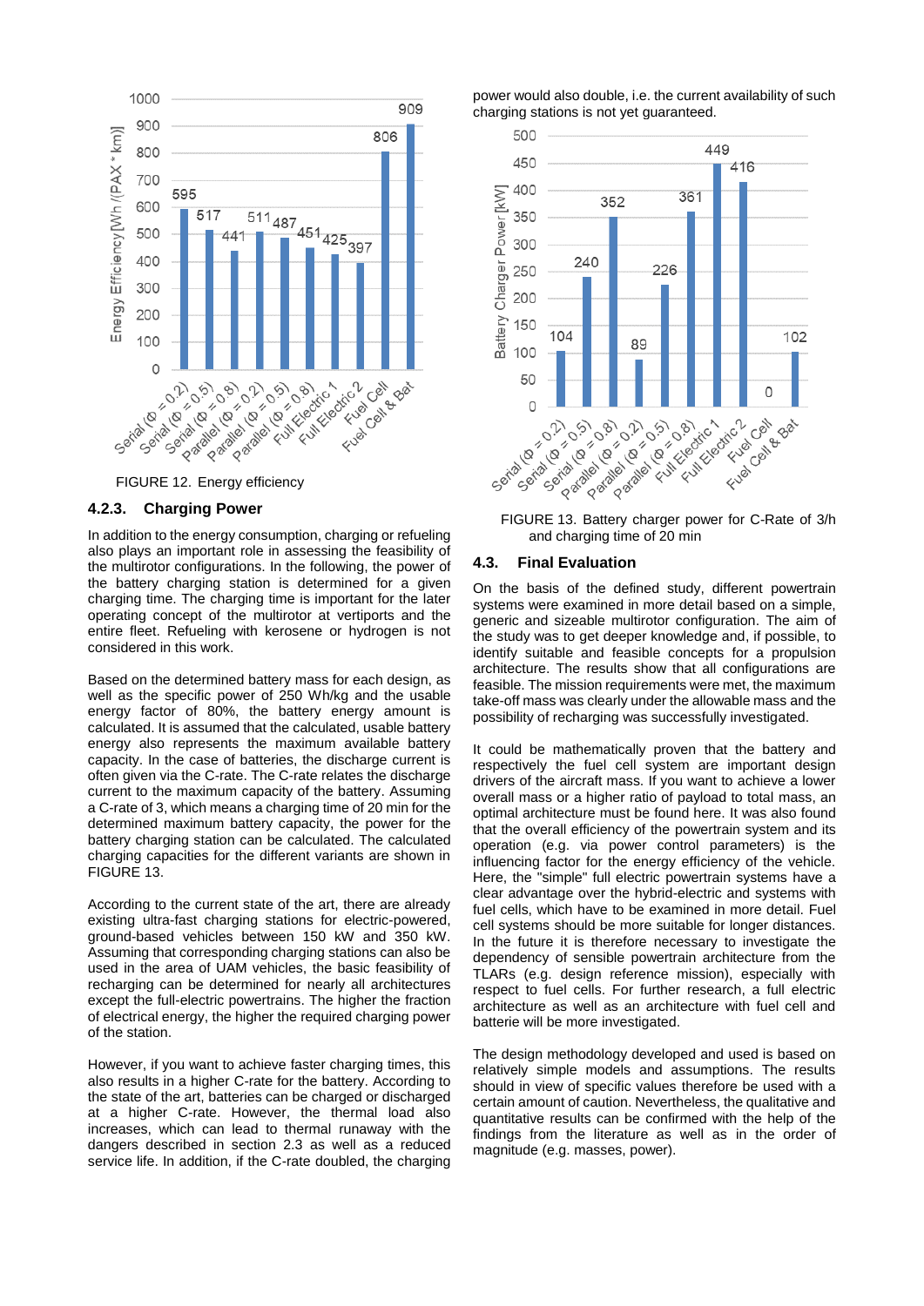FIGURE 12. Energy efficiency

### 4.2.3. Charging Power

In addition to the energy consumption, charging or refueling also plays an important role in assessing the feasibility of the multirotor configurations. In the following, the power of the battery charging station is determined for a given charging time. The charging time is important for the later operating concept of the multirotor at vertiports and the entire fleet. Refueling with kerosene or hydrogen is not considered in this work.

Based on the determined battery mass for each design, as well as the specific power of 250 Wh/kg and the usable energy factor of 80%, the battery energy amount is calculated. It is assumed that the calculated, usable battery energy also represents the maximum available battery capacity. In the case of batteries, the discharge current is often given via the C-rate. The C-rate relates the discharge current to the maximum capacity of the battery. Assuming a C-rate of 3, which means a charging time of 20 min for the determined maximum battery capacity, the power for the battery charging station can be calculated. The calculated charging capacities for the different variants are shown in FIGURE 13.

According to the current state of the art, there are already existing ultra-fast charging stations for electric-powered, ground-based vehicles between 150 kW and 350 kW. Assuming that corresponding charging stations can also be used in the area of UAM vehicles, the basic feasibility of recharging can be determined for nearly all architectures except the full-electric powertrains. The higher the fraction of electrical energy, the higher the required charging power of the station.

However, if you want to achieve faster charging times, this also results in a higher C-rate for the battery. According to the state of the art, batteries can be charged or discharged at a higher C-rate. However, the thermal load also increases, which can lead to thermal runaway with the dangers described in section 2.3 as well as a reduced service life. In addition, if the C-rate doubled, the charging power would also double, i.e. the current availability of such charging stations is not yet guaranteed.

FIGURE 13. Battery charger power for C-Rate of 3/h and charging time of 20 min

## 4.3. Final Evaluation

On the basis of the defined study, different powertrain systems were examined in more detail based on a simple, generic and sizeable multirotor configuration. The aim of the study was to get deeper knowledge and, if possible, to identify suitable and feasible concepts for a propulsion architecture. The results show that all configurations are feasible. The mission requirements were met, the maximum take-off mass was clearly under the allowable mass and the possibility of recharging was successfully investigated.

It could be mathematically proven that the battery and respectively the fuel cell system are important design drivers of the aircraft mass. If you want to achieve a lower overall mass or a higher ratio of payload to total mass, an optimal architecture must be found here. It was also found that the overall efficiency of the powertrain system and its operation (e.g. via power control parameters) is the influencing factor for the energy efficiency of the vehicle. Here, the "simple" full electric powertrain systems have a clear advantage over the hybrid-electric and systems with fuel cells, which have to be examined in more detail. Fuel cell systems should be more suitable for longer distances. In the future it is therefore necessary to investigate the dependency of sensible powertrain architecture from the TLARs (e.g. design reference mission), especially with respect to fuel cells. For further research, a full electric architecture as well as an architecture with fuel cell and batterie will be more investigated.

The design methodology developed and used is based on relatively simple models and assumptions. The results should in view of specific values therefore be used with a certain amount of caution. Nevertheless, the qualitative and quantitative results can be confirmed with the help of the findings from the literature as well as in the order of magnitude (e.g. masses, power).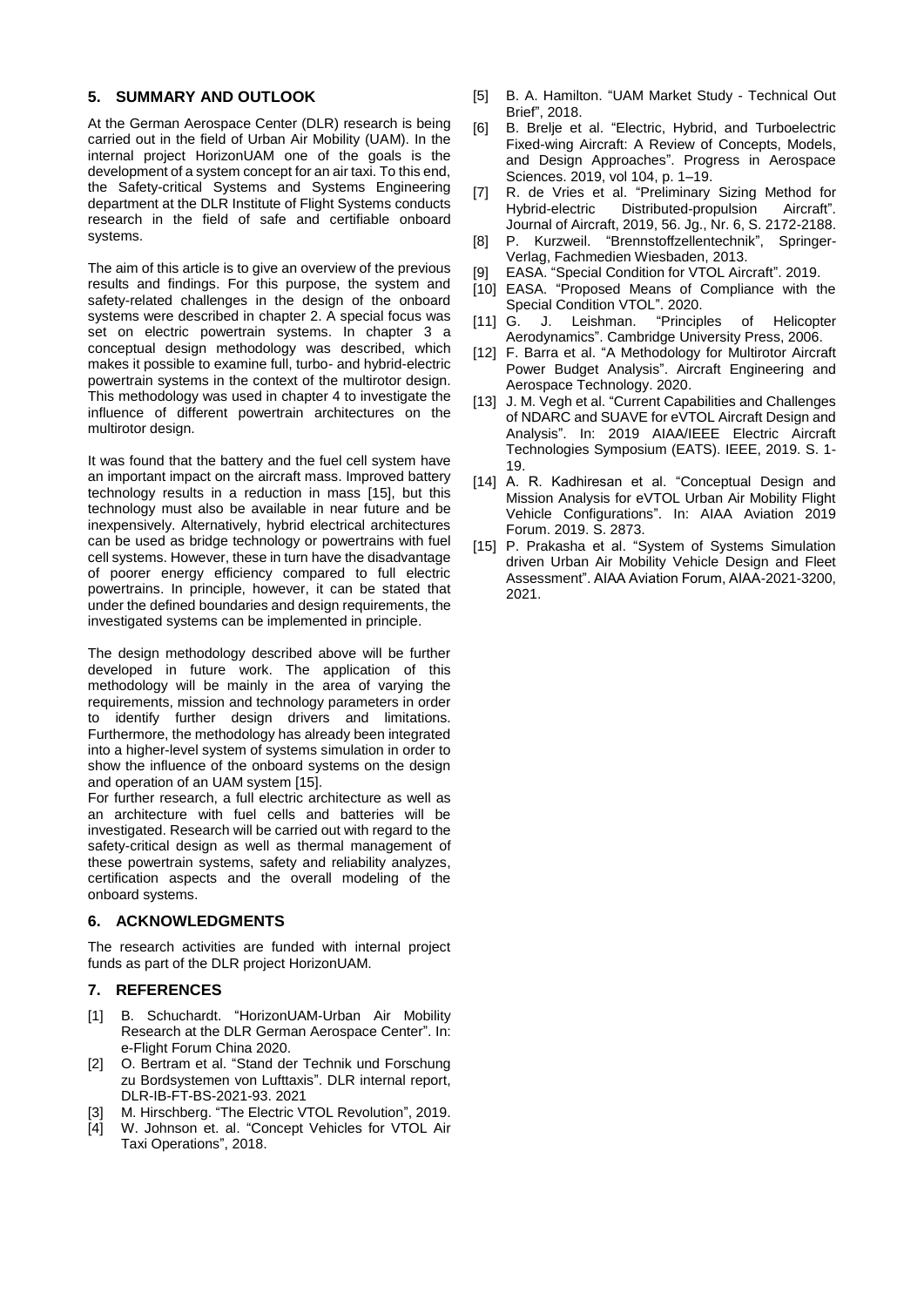## 5. SUMMARY AND OUTLOOK

At the German Aerospace Center (DLR) research is being carried out in the field of Urban Air Mobility (UAM). In the internal project HorizonUAM one of the goals is the development of a system concept for an air taxi. To this end, the Safety-critical Systems and Systems Engineering department at the DLR Institute of Flight Systems conducts research in the field of safe and certifiable onboard systems.

The aim of this article is to give an overview of the previous results and findings. For this purpose, the system and safety-related challenges in the design of the onboard systems were described in chapter 2. A special focus was set on electric powertrain systems. In chapter 3 a conceptual design methodology was described, which makes it possible to examine full, turbo- and hybrid-electric powertrain systems in the context of the multirotor design. This methodology was used in chapter 4 to investigate the influence of different powertrain architectures on the multirotor design.

It was found that the battery and the fuel cell system have an important impact on the aircraft mass. Improved battery technology results in a reduction in mass [15], but this technology must also be available in near future and be inexpensively. Alternatively, hybrid electrical architectures can be used as bridge technology or powertrains with fuel cell systems. However, these in turn have the disadvantage of poorer energy efficiency compared to full electric powertrains. In principle, however, it can be stated that under the defined boundaries and design requirements, the investigated systems can be implemented in principle.

The design methodology described above will be further developed in future work. The application of this methodology will be mainly in the area of varying the requirements, mission and technology parameters in order to identify further design drivers and limitations. Furthermore, the methodology has already been integrated into a higher-level system of systems simulation in order to show the influence of the onboard systems on the design and operation of an UAM system [15].

For further research, a full electric architecture as well as an architecture with fuel cells and batteries will be investigated. Research will be carried out with regard to the safety-critical design as well as thermal management of these powertrain systems, safety and reliability analyzes, certification aspects and the overall modeling of the onboard systems.

## 6. ACKNOWLEDGMENTS

The research activities are funded with internal project funds as part of the DLR project HorizonUAM.

## 7. REFERENCES

[1] B. Schuchardt. "HorizonUAM-Urban Air Mobility Research at the DLR German Aerospace Center". In: e-Flight Forum China 2020.

[2] O. Bertram et al. "Stand der Technik und Forschung zu Bordsystemen von Lufttaxis". DLR internal report, DLR-IB-FT-BS-2021-93. 2021

[3] M. Hirschberg. "The Electric VTOL Revolution", 2019.

[4] W. Johnson et. al. "Concept Vehicles for VTOL Air Taxi Operations", 2018.

[5] B. A. Hamilton. "UAM Market Study - Technical Out Brief", 2018.

[6] B. Brelje et al. "Electric, Hybrid, and Turboelectric Fixed-wing Aircraft: A Review of Concepts, Models, and Design Approaches". Progress in Aerospace Sciences. 2019, vol 104, p. 1–19.

[7] R. de Vries et al. "Preliminary Sizing Method for Hybrid-electric Distributed-propulsion Aircraft". Journal of Aircraft, 2019, 56. Jg., Nr. 6, S. 2172-2188.

[8] P. Kurzweil. "Brennstoffzellentechnik", Springer-Verlag, Fachmedien Wiesbaden, 2013.

[9] EASA. "Special Condition for VTOL Aircraft". 2019.

[10] EASA. "Proposed Means of Compliance with the Special Condition VTOL". 2020.

[11] G. J. Leishman. "Principles of Helicopter Aerodynamics". Cambridge University Press, 2006.

[12] F. Barra et al. "A Methodology for Multirotor Aircraft Power Budget Analysis". Aircraft Engineering and Aerospace Technology. 2020.

[13] J. M. Vegh et al. "Current Capabilities and Challenges of NDARC and SUAVE for eVTOL Aircraft Design and Analysis". In: 2019 AIAA/IEEE Electric Aircraft Technologies Symposium (EATS). IEEE, 2019. S. 1-19.

[14] A. R. Kadhiresan et al. "Conceptual Design and Mission Analysis for eVTOL Urban Air Mobility Flight Vehicle Configurations". In: AIAA Aviation 2019 Forum. 2019. S. 2873.

[15] P. Prakasha et al. "System of Systems Simulation driven Urban Air Mobility Vehicle Design and Fleet Assessment". AIAA Aviation Forum, AIAA-2021-3200, 2021.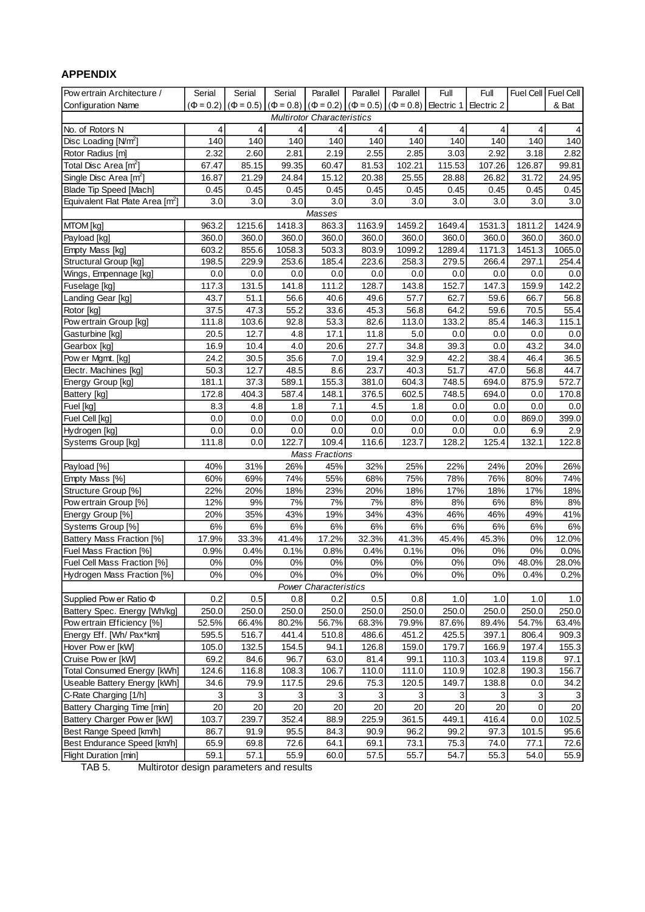## APPENDIX

| Powertrain Architecture / Configuration Name | Serial (Φ = 0.2) | Serial (Φ = 0.5) | Serial (Φ = 0.8) | Parallel (Φ = 0.2) | Parallel (Φ = 0.5) | Parallel (Φ = 0.8) | Full Electric 1 | Full Electric 2 | Fuel Cell | Fuel Cell & Bat |
|---|---|---|---|---|---|---|---|---|---|---|
| *Multirotor Characteristics* | | | | | | | | | | |
| No. of Rotors N | 4 | 4 | 4 | 4 | 4 | 4 | 4 | 4 | 4 | 4 |
| Disc Loading [N/m$^2$] | 140 | 140 | 140 | 140 | 140 | 140 | 140 | 140 | 140 | 140 |
| Rotor Radius [m] | 2.32 | 2.60 | 2.81 | 2.19 | 2.55 | 2.85 | 3.03 | 2.92 | 3.18 | 2.82 |
| Total Disc Area [m$^2$] | 67.47 | 85.15 | 99.35 | 60.47 | 81.53 | 102.21 | 115.53 | 107.26 | 126.87 | 99.81 |
| Single Disc Area [m$^2$] | 16.87 | 21.29 | 24.84 | 15.12 | 20.38 | 25.55 | 28.88 | 26.82 | 31.72 | 24.95 |
| Blade Tip Speed [Mach] | 0.45 | 0.45 | 0.45 | 0.45 | 0.45 | 0.45 | 0.45 | 0.45 | 0.45 | 0.45 |
| Equivalent Flat Plate Area [m$^2$] | 3.0 | 3.0 | 3.0 | 3.0 | 3.0 | 3.0 | 3.0 | 3.0 | 3.0 | 3.0 |
| *Masses* | | | | | | | | | | |
| MTOM [kg] | 963.2 | 1215.6 | 1418.3 | 863.3 | 1163.9 | 1459.2 | 1649.4 | 1531.3 | 1811.2 | 1424.9 |
| Payload [kg] | 360.0 | 360.0 | 360.0 | 360.0 | 360.0 | 360.0 | 360.0 | 360.0 | 360.0 | 360.0 |
| Empty Mass [kg] | 603.2 | 855.6 | 1058.3 | 503.3 | 803.9 | 1099.2 | 1289.4 | 1171.3 | 1451.3 | 1065.0 |
| Structural Group [kg] | 198.5 | 229.9 | 253.6 | 185.4 | 223.6 | 258.3 | 279.5 | 266.4 | 297.1 | 254.4 |
| Wings, Empennage [kg] | 0.0 | 0.0 | 0.0 | 0.0 | 0.0 | 0.0 | 0.0 | 0.0 | 0.0 | 0.0 |
| Fuselage [kg] | 117.3 | 131.5 | 141.8 | 111.2 | 128.7 | 143.8 | 152.7 | 147.3 | 159.9 | 142.2 |
| Landing Gear [kg] | 43.7 | 51.1 | 56.6 | 40.6 | 49.6 | 57.7 | 62.7 | 59.6 | 66.7 | 56.8 |
| Rotor [kg] | 37.5 | 47.3 | 55.2 | 33.6 | 45.3 | 56.8 | 64.2 | 59.6 | 70.5 | 55.4 |
| Powertrain Group [kg] | 111.8 | 103.6 | 92.8 | 53.3 | 82.6 | 113.0 | 133.2 | 85.4 | 146.3 | 115.1 |
| Gasturbine [kg] | 20.5 | 12.7 | 4.8 | 17.1 | 11.8 | 5.0 | 0.0 | 0.0 | 0.0 | 0.0 |
| Gearbox [kg] | 16.9 | 10.4 | 4.0 | 20.6 | 27.7 | 34.8 | 39.3 | 0.0 | 43.2 | 34.0 |
| Power Mgmt. [kg] | 24.2 | 30.5 | 35.6 | 7.0 | 19.4 | 32.9 | 42.2 | 38.4 | 46.4 | 36.5 |
| Electr. Machines [kg] | 50.3 | 12.7 | 48.5 | 8.6 | 23.7 | 40.3 | 51.7 | 47.0 | 56.8 | 44.7 |
| Energy Group [kg] | 181.1 | 37.3 | 589.1 | 155.3 | 381.0 | 604.3 | 748.5 | 694.0 | 875.9 | 572.7 |
| Battery [kg] | 172.8 | 404.3 | 587.4 | 148.1 | 376.5 | 602.5 | 748.5 | 694.0 | 0.0 | 170.8 |
| Fuel [kg] | 8.3 | 4.8 | 1.8 | 7.1 | 4.5 | 1.8 | 0.0 | 0.0 | 0.0 | 0.0 |
| Fuel Cell [kg] | 0.0 | 0.0 | 0.0 | 0.0 | 0.0 | 0.0 | 0.0 | 0.0 | 869.0 | 399.0 |
| Hydrogen [kg] | 0.0 | 0.0 | 0.0 | 0.0 | 0.0 | 0.0 | 0.0 | 0.0 | 6.9 | 2.9 |
| Systems Group [kg] | 111.8 | 0.0 | 122.7 | 109.4 | 116.6 | 123.7 | 128.2 | 125.4 | 132.1 | 122.8 |
| *Mass Fractions* | | | | | | | | | | |
| Payload [%] | 40% | 31% | 26% | 45% | 32% | 25% | 22% | 24% | 20% | 26% |
| Empty Mass [%] | 60% | 69% | 74% | 55% | 68% | 75% | 78% | 76% | 80% | 74% |
| Structure Group [%] | 22% | 20% | 18% | 23% | 20% | 18% | 17% | 18% | 17% | 18% |
| Powertrain Group [%] | 12% | 9% | 7% | 7% | 7% | 8% | 8% | 6% | 8% | 8% |
| Energy Group [%] | 20% | 35% | 43% | 19% | 34% | 43% | 46% | 46% | 49% | 41% |
| Systems Group [%] | 6% | 6% | 6% | 6% | 6% | 6% | 6% | 6% | 6% | 6% |
| Battery Mass Fraction [%] | 17.9% | 33.3% | 41.4% | 17.2% | 32.3% | 41.3% | 45.4% | 45.3% | 0% | 12.0% |
| Fuel Mass Fraction [%] | 0.9% | 0.4% | 0.1% | 0.8% | 0.4% | 0.1% | 0% | 0% | 0% | 0.0% |
| Fuel Cell Mass Fraction [%] | 0% | 0% | 0% | 0% | 0% | 0% | 0% | 0% | 48.0% | 28.0% |
| Hydrogen Mass Fraction [%] | 0% | 0% | 0% | 0% | 0% | 0% | 0% | 0% | 0.4% | 0.2% |
| *Power Characteristics* | | | | | | | | | | |
| Supplied Power Ratio Φ | 0.2 | 0.5 | 0.8 | 0.2 | 0.5 | 0.8 | 1.0 | 1.0 | 1.0 | 1.0 |
| Battery Spec. Energy [Wh/kg] | 250.0 | 250.0 | 250.0 | 250.0 | 250.0 | 250.0 | 250.0 | 250.0 | 250.0 | 250.0 |
| Powertrain Efficiency [%] | 52.5% | 66.4% | 80.2% | 56.7% | 68.3% | 79.9% | 87.6% | 89.4% | 54.7% | 63.4% |
| Energy Eff. [Wh/ Pax*km] | 595.5 | 516.7 | 441.4 | 510.8 | 486.6 | 451.2 | 425.5 | 397.1 | 806.4 | 909.3 |
| Hover Power [kW] | 105.0 | 132.5 | 154.5 | 94.1 | 126.8 | 159.0 | 179.7 | 166.9 | 197.4 | 155.3 |
| Cruise Power [kW] | 69.2 | 84.6 | 96.7 | 63.0 | 81.4 | 99.1 | 110.3 | 103.4 | 119.8 | 97.1 |
| Total Consumed Energy [kWh] | 124.6 | 116.8 | 108.3 | 106.7 | 110.0 | 111.0 | 110.9 | 102.8 | 190.3 | 156.7 |
| Useable Battery Energy [kWh] | 34.6 | 79.9 | 117.5 | 29.6 | 75.3 | 120.5 | 149.7 | 138.8 | 0.0 | 34.2 |
| C-Rate Charging [1/h] | 3 | 3 | 3 | 3 | 3 | 3 | 3 | 3 | 3 | 3 |
| Battery Charging Time [min] | 20 | 20 | 20 | 20 | 20 | 20 | 20 | 20 | 0 | 20 |
| Battery Charger Power [kW] | 103.7 | 239.7 | 352.4 | 88.9 | 225.9 | 361.5 | 449.1 | 416.4 | 0.0 | 102.5 |
| Best Range Speed [km/h] | 86.7 | 91.9 | 95.5 | 84.3 | 90.9 | 96.2 | 99.2 | 97.3 | 101.5 | 95.6 |
| Best Endurance Speed [km/h] | 65.9 | 69.8 | 72.6 | 64.1 | 69.1 | 73.1 | 75.3 | 74.0 | 77.1 | 72.6 |
| Flight Duration [min] | 59.1 | 57.1 | 55.9 | 60.0 | 57.5 | 55.7 | 54.7 | 55.3 | 54.0 | 55.9 |

TAB 5. Multirotor design parameters and results